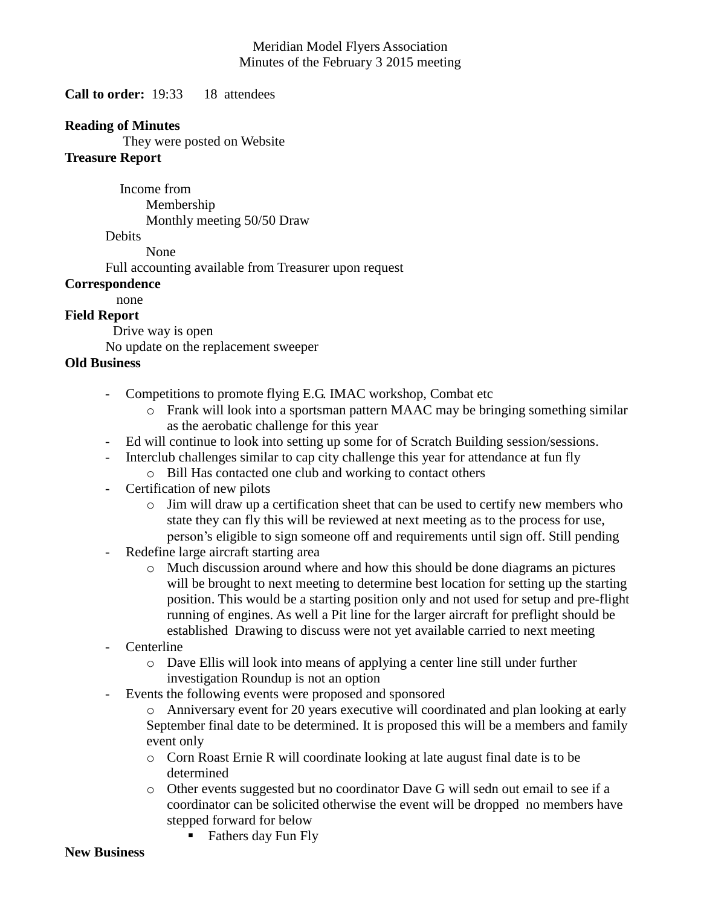Meridian Model Flyers Association
Minutes of the February 3 2015 meeting

**Call to order:** 19:33   18 attendees

**Reading of Minutes**

They were posted on Website

**Treasure Report**

Income from
- Membership
- Monthly meeting 50/50 Draw

Debits
- None

Full accounting available from Treasurer upon request

**Correspondence**

none

**Field Report**

Drive way is open

No update on the replacement sweeper

**Old Business**

- Competitions to promote flying E.G. IMAC workshop, Combat etc
  - Frank will look into a sportsman pattern MAAC may be bringing something similar as the aerobatic challenge for this year
- Ed will continue to look into setting up some for of Scratch Building session/sessions.
- Interclub challenges similar to cap city challenge this year for attendance at fun fly
  - Bill Has contacted one club and working to contact others
- Certification of new pilots
  - Jim will draw up a certification sheet that can be used to certify new members who state they can fly this will be reviewed at next meeting as to the process for use, person's eligible to sign someone off and requirements until sign off. Still pending
- Redefine large aircraft starting area
  - Much discussion around where and how this should be done diagrams an pictures will be brought to next meeting to determine best location for setting up the starting position. This would be a starting position only and not used for setup and pre-flight running of engines. As well a Pit line for the larger aircraft for preflight should be established Drawing to discuss were not yet available carried to next meeting
- Centerline
  - Dave Ellis will look into means of applying a center line still under further investigation Roundup is not an option
- Events the following events were proposed and sponsored
  - Anniversary event for 20 years executive will coordinated and plan looking at early September final date to be determined. It is proposed this will be a members and family event only
  - Corn Roast Ernie R will coordinate looking at late august final date is to be determined
  - Other events suggested but no coordinator Dave G will sedn out email to see if a coordinator can be solicited otherwise the event will be dropped no members have stepped forward for below
    - Fathers day Fun Fly

**New Business**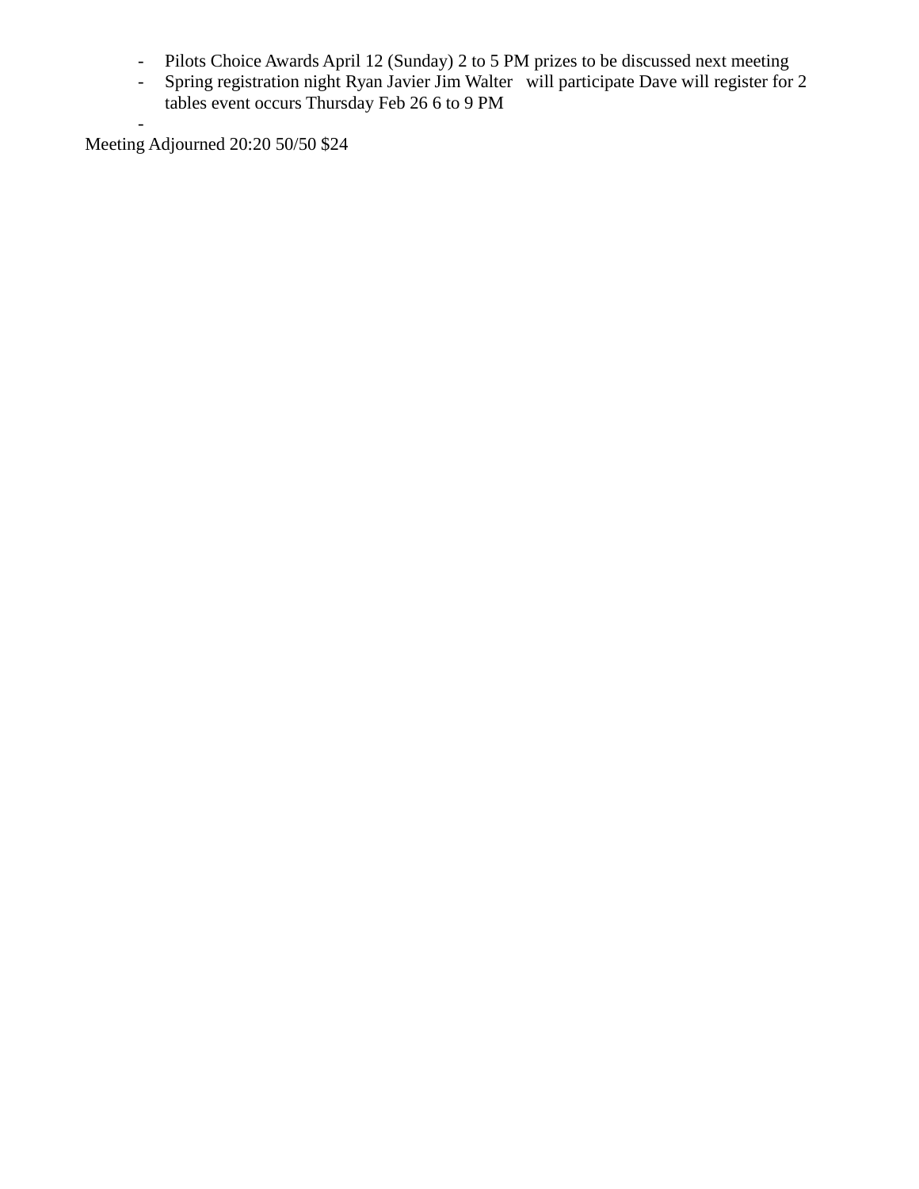- Pilots Choice Awards April 12 (Sunday) 2 to 5 PM prizes to be discussed next meeting
- Spring registration night Ryan Javier Jim Walter will participate Dave will register for 2 tables event occurs Thursday Feb 26 6 to 9 PM
-

Meeting Adjourned 20:20 50/50 $24